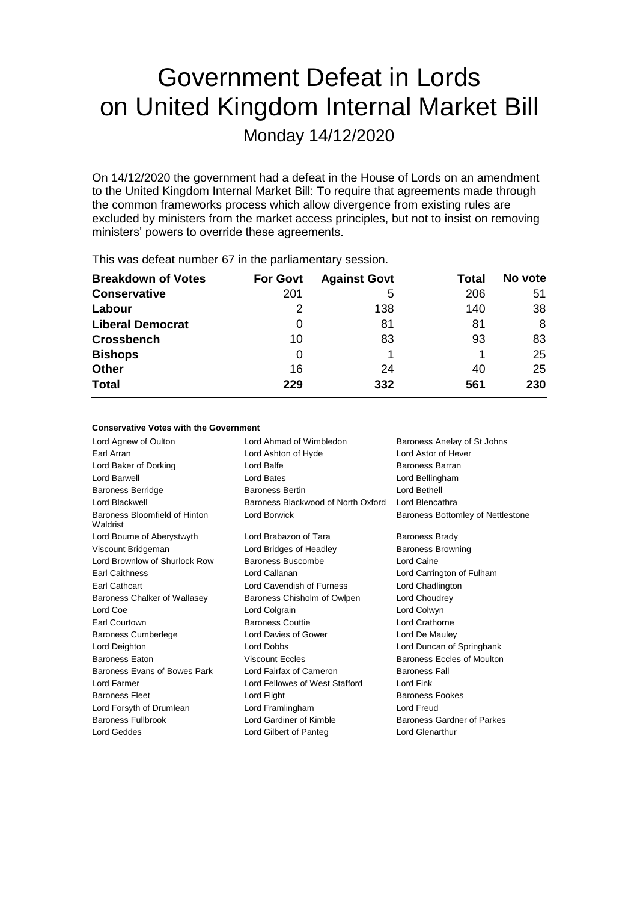# Government Defeat in Lords on United Kingdom Internal Market Bill

Monday 14/12/2020

On 14/12/2020 the government had a defeat in the House of Lords on an amendment to the United Kingdom Internal Market Bill: To require that agreements made through the common frameworks process which allow divergence from existing rules are excluded by ministers from the market access principles, but not to insist on removing ministers' powers to override these agreements.

This was defeat number 67 in the parliamentary session.

| Breakdown of Votes | For Govt | Against Govt | Total | No vote |
|---|---|---|---|---|
| **Conservative** | 201 | 5 | 206 | 51 |
| **Labour** | 2 | 138 | 140 | 38 |
| **Liberal Democrat** | 0 | 81 | 81 | 8 |
| **Crossbench** | 10 | 83 | 93 | 83 |
| **Bishops** | 0 | 1 | 1 | 25 |
| **Other** | 16 | 24 | 40 | 25 |
| **Total** | **229** | **332** | **561** | **230** |

**Conservative Votes with the Government**

| | | |
|---|---|---|
| Lord Agnew of Oulton | Lord Ahmad of Wimbledon | Baroness Anelay of St Johns |
| Earl Arran | Lord Ashton of Hyde | Lord Astor of Hever |
| Lord Baker of Dorking | Lord Balfe | Baroness Barran |
| Lord Barwell | Lord Bates | Lord Bellingham |
| Baroness Berridge | Baroness Bertin | Lord Bethell |
| Lord Blackwell | Baroness Blackwood of North Oxford | Lord Blencathra |
| Baroness Bloomfield of Hinton Waldrist | Lord Borwick | Baroness Bottomley of Nettlestone |
| Lord Bourne of Aberystwyth | Lord Brabazon of Tara | Baroness Brady |
| Viscount Bridgeman | Lord Bridges of Headley | Baroness Browning |
| Lord Brownlow of Shurlock Row | Baroness Buscombe | Lord Caine |
| Earl Caithness | Lord Callanan | Lord Carrington of Fulham |
| Earl Cathcart | Lord Cavendish of Furness | Lord Chadlington |
| Baroness Chalker of Wallasey | Baroness Chisholm of Owlpen | Lord Choudrey |
| Lord Coe | Lord Colgrain | Lord Colwyn |
| Earl Courtown | Baroness Couttie | Lord Crathorne |
| Baroness Cumberlege | Lord Davies of Gower | Lord De Mauley |
| Lord Deighton | Lord Dobbs | Lord Duncan of Springbank |
| Baroness Eaton | Viscount Eccles | Baroness Eccles of Moulton |
| Baroness Evans of Bowes Park | Lord Fairfax of Cameron | Baroness Fall |
| Lord Farmer | Lord Fellowes of West Stafford | Lord Fink |
| Baroness Fleet | Lord Flight | Baroness Fookes |
| Lord Forsyth of Drumlean | Lord Framlingham | Lord Freud |
| Baroness Fullbrook | Lord Gardiner of Kimble | Baroness Gardner of Parkes |
| Lord Geddes | Lord Gilbert of Panteg | Lord Glenarthur |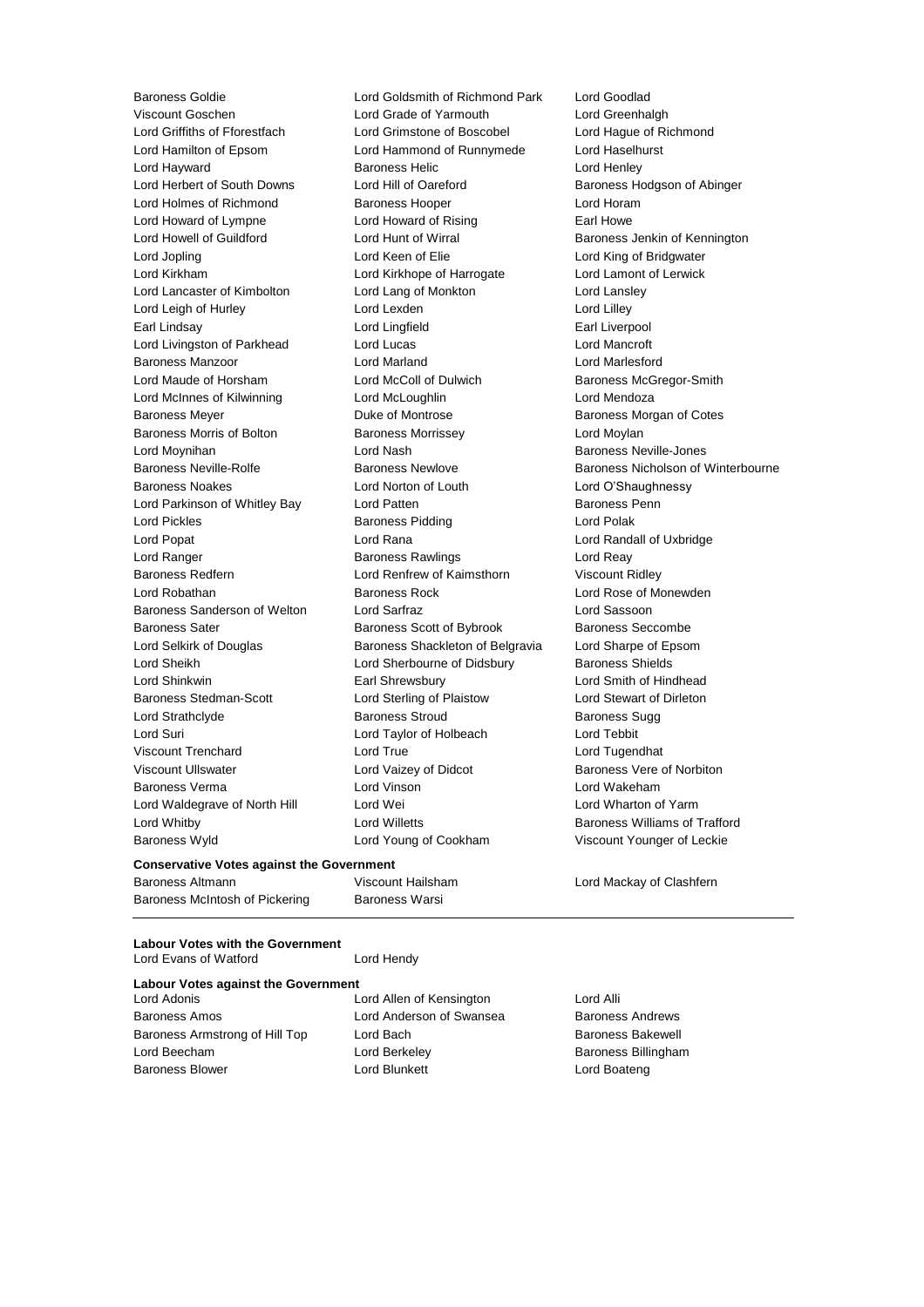Baroness Goldie
Lord Goldsmith of Richmond Park
Lord Goodlad
Viscount Goschen
Lord Grade of Yarmouth
Lord Greenhalgh
Lord Griffiths of Fforestfach
Lord Grimstone of Boscobel
Lord Hague of Richmond
Lord Hamilton of Epsom
Lord Hammond of Runnymede
Lord Haselhurst
Lord Hayward
Baroness Helic
Lord Henley
Lord Herbert of South Downs
Lord Hill of Oareford
Baroness Hodgson of Abinger
Lord Holmes of Richmond
Baroness Hooper
Lord Horam
Lord Howard of Lympne
Lord Howard of Rising
Earl Howe
Lord Howell of Guildford
Lord Hunt of Wirral
Baroness Jenkin of Kennington
Lord Jopling
Lord Keen of Elie
Lord King of Bridgwater
Lord Kirkham
Lord Kirkhope of Harrogate
Lord Lamont of Lerwick
Lord Lancaster of Kimbolton
Lord Lang of Monkton
Lord Lansley
Lord Leigh of Hurley
Lord Lexden
Lord Lilley
Earl Lindsay
Lord Lingfield
Earl Liverpool
Lord Livingston of Parkhead
Lord Lucas
Lord Mancroft
Baroness Manzoor
Lord Marland
Lord Marlesford
Lord Maude of Horsham
Lord McColl of Dulwich
Baroness McGregor-Smith
Lord McInnes of Kilwinning
Lord McLoughlin
Lord Mendoza
Baroness Meyer
Duke of Montrose
Baroness Morgan of Cotes
Baroness Morris of Bolton
Baroness Morrissey
Lord Moylan
Lord Moynihan
Lord Nash
Baroness Neville-Jones
Baroness Neville-Rolfe
Baroness Newlove
Baroness Nicholson of Winterbourne
Baroness Noakes
Lord Norton of Louth
Lord O'Shaughnessy
Lord Parkinson of Whitley Bay
Lord Patten
Baroness Penn
Lord Pickles
Baroness Pidding
Lord Polak
Lord Popat
Lord Rana
Lord Randall of Uxbridge
Lord Ranger
Baroness Rawlings
Lord Reay
Baroness Redfern
Lord Renfrew of Kaimsthorn
Viscount Ridley
Lord Robathan
Baroness Rock
Lord Rose of Monewden
Baroness Sanderson of Welton
Lord Sarfraz
Lord Sassoon
Baroness Sater
Baroness Scott of Bybrook
Baroness Seccombe
Lord Selkirk of Douglas
Baroness Shackleton of Belgravia
Lord Sharpe of Epsom
Lord Sheikh
Lord Sherbourne of Didsbury
Baroness Shields
Lord Shinkwin
Earl Shrewsbury
Lord Smith of Hindhead
Baroness Stedman-Scott
Lord Sterling of Plaistow
Lord Stewart of Dirleton
Lord Strathclyde
Baroness Stroud
Baroness Sugg
Lord Suri
Lord Taylor of Holbeach
Lord Tebbit
Viscount Trenchard
Lord True
Lord Tugendhat
Viscount Ullswater
Lord Vaizey of Didcot
Baroness Vere of Norbiton
Baroness Verma
Lord Vinson
Lord Wakeham
Lord Waldegrave of North Hill
Lord Wei
Lord Wharton of Yarm
Lord Whitby
Lord Willetts
Baroness Williams of Trafford
Baroness Wyld
Lord Young of Cookham
Viscount Younger of Leckie

**Conservative Votes against the Government**

Baroness Altmann
Viscount Hailsham
Lord Mackay of Clashfern
Baroness McIntosh of Pickering
Baroness Warsi

---

**Labour Votes with the Government**

Lord Evans of Watford
Lord Hendy

**Labour Votes against the Government**

Lord Adonis
Lord Allen of Kensington
Lord Alli
Baroness Amos
Lord Anderson of Swansea
Baroness Andrews
Baroness Armstrong of Hill Top
Lord Bach
Baroness Bakewell
Lord Beecham
Lord Berkeley
Baroness Billingham
Baroness Blower
Lord Blunkett
Lord Boateng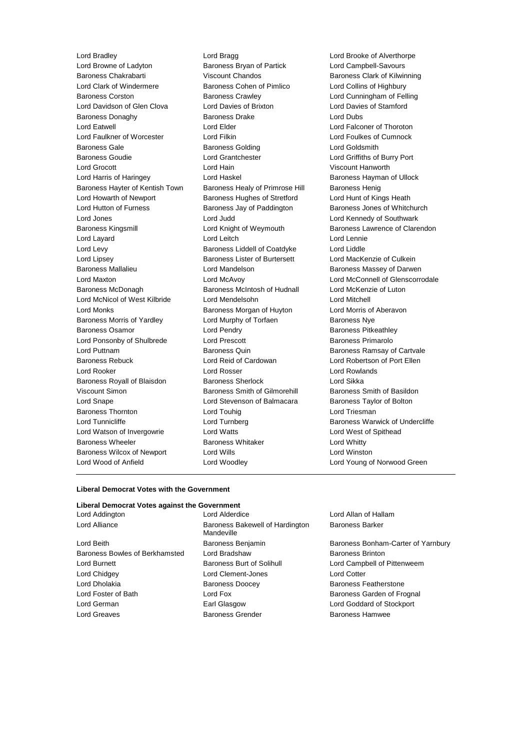Lord Bradley
Lord Bragg
Lord Brooke of Alverthorpe
Lord Browne of Ladyton
Baroness Bryan of Partick
Lord Campbell-Savours
Baroness Chakrabarti
Viscount Chandos
Baroness Clark of Kilwinning
Lord Clark of Windermere
Baroness Cohen of Pimlico
Lord Collins of Highbury
Baroness Corston
Baroness Crawley
Lord Cunningham of Felling
Lord Davidson of Glen Clova
Lord Davies of Brixton
Lord Davies of Stamford
Baroness Donaghy
Baroness Drake
Lord Dubs
Lord Eatwell
Lord Elder
Lord Falconer of Thoroton
Lord Faulkner of Worcester
Lord Filkin
Lord Foulkes of Cumnock
Baroness Gale
Baroness Golding
Lord Goldsmith
Baroness Goudie
Lord Grantchester
Lord Griffiths of Burry Port
Lord Grocott
Lord Hain
Viscount Hanworth
Lord Harris of Haringey
Lord Haskel
Baroness Hayman of Ullock
Baroness Hayter of Kentish Town
Baroness Healy of Primrose Hill
Baroness Henig
Lord Howarth of Newport
Baroness Hughes of Stretford
Lord Hunt of Kings Heath
Lord Hutton of Furness
Baroness Jay of Paddington
Baroness Jones of Whitchurch
Lord Jones
Lord Judd
Lord Kennedy of Southwark
Baroness Kingsmill
Lord Knight of Weymouth
Baroness Lawrence of Clarendon
Lord Layard
Lord Leitch
Lord Lennie
Lord Levy
Baroness Liddell of Coatdyke
Lord Liddle
Lord Lipsey
Baroness Lister of Burtersett
Lord MacKenzie of Culkein
Baroness Mallalieu
Lord Mandelson
Baroness Massey of Darwen
Lord Maxton
Lord McAvoy
Lord McConnell of Glenscorrodale
Baroness McDonagh
Baroness McIntosh of Hudnall
Lord McKenzie of Luton
Lord McNicol of West Kilbride
Lord Mendelsohn
Lord Mitchell
Lord Monks
Baroness Morgan of Huyton
Lord Morris of Aberavon
Baroness Morris of Yardley
Lord Murphy of Torfaen
Baroness Nye
Baroness Osamor
Lord Pendry
Baroness Pitkeathley
Lord Ponsonby of Shulbrede
Lord Prescott
Baroness Primarolo
Lord Puttnam
Baroness Quin
Baroness Ramsay of Cartvale
Baroness Rebuck
Lord Reid of Cardowan
Lord Robertson of Port Ellen
Lord Rooker
Lord Rosser
Lord Rowlands
Baroness Royall of Blaisdon
Baroness Sherlock
Lord Sikka
Viscount Simon
Baroness Smith of Gilmorehill
Baroness Smith of Basildon
Lord Snape
Lord Stevenson of Balmacara
Baroness Taylor of Bolton
Baroness Thornton
Lord Touhig
Lord Triesman
Lord Tunnicliffe
Lord Turnberg
Baroness Warwick of Undercliffe
Lord Watson of Invergowrie
Lord Watts
Lord West of Spithead
Baroness Wheeler
Baroness Whitaker
Lord Whitty
Baroness Wilcox of Newport
Lord Wills
Lord Winston
Lord Wood of Anfield
Lord Woodley
Lord Young of Norwood Green

---

**Liberal Democrat Votes with the Government**

**Liberal Democrat Votes against the Government**

Lord Addington
Lord Alderdice
Lord Allan of Hallam
Lord Alliance
Baroness Bakewell of Hardington Mandeville
Baroness Barker
Lord Beith
Baroness Benjamin
Baroness Bonham-Carter of Yarnbury
Baroness Bowles of Berkhamsted
Lord Bradshaw
Baroness Brinton
Lord Burnett
Baroness Burt of Solihull
Lord Campbell of Pittenweem
Lord Chidgey
Lord Clement-Jones
Lord Cotter
Lord Dholakia
Baroness Doocey
Baroness Featherstone
Lord Foster of Bath
Lord Fox
Baroness Garden of Frognal
Lord German
Earl Glasgow
Lord Goddard of Stockport
Lord Greaves
Baroness Grender
Baroness Hamwee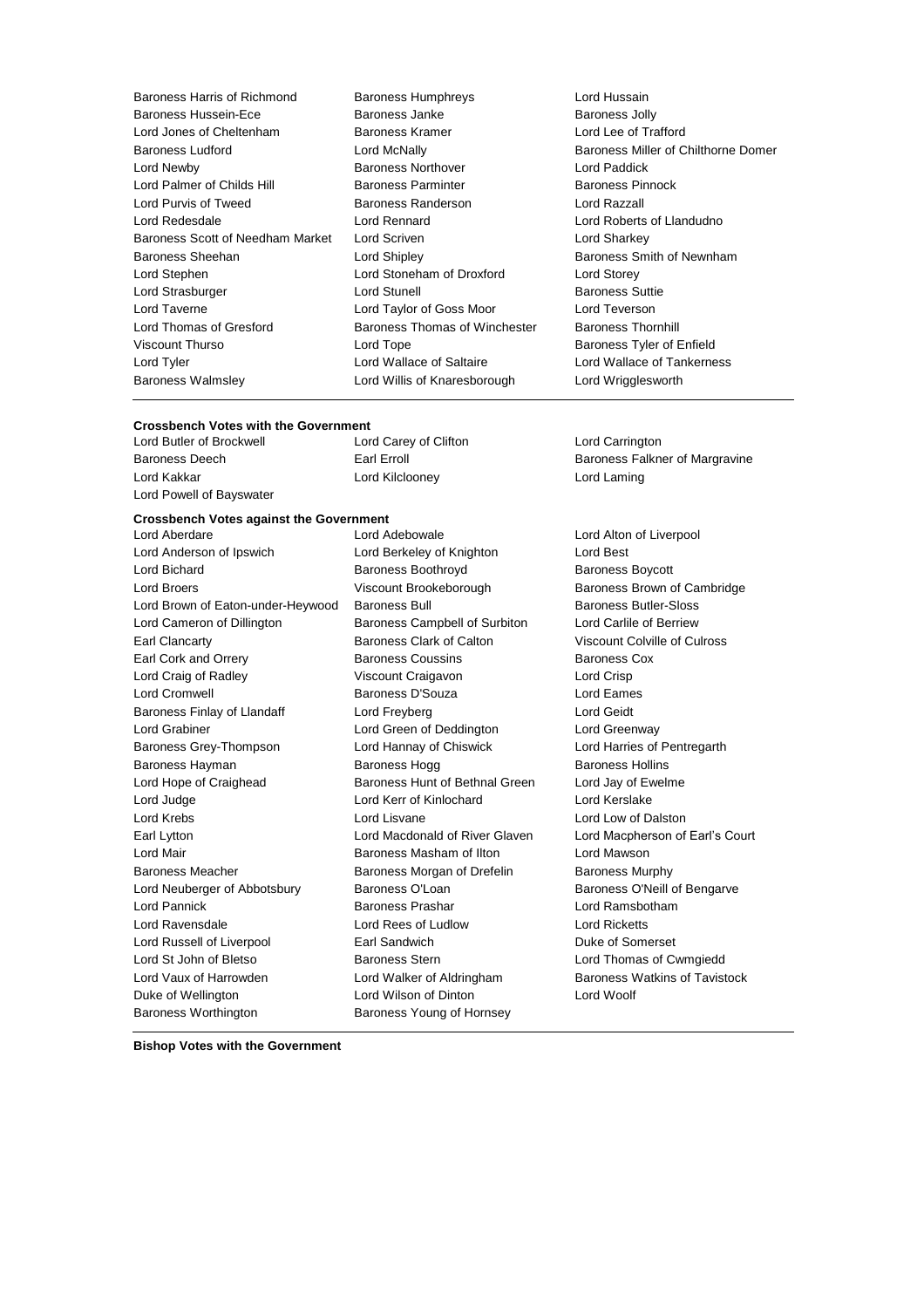Baroness Harris of Richmond, Baroness Humphreys, Lord Hussain, Baroness Hussein-Ece, Baroness Janke, Baroness Jolly, Lord Jones of Cheltenham, Baroness Kramer, Lord Lee of Trafford, Baroness Ludford, Lord McNally, Baroness Miller of Chilthorne Domer, Lord Newby, Baroness Northover, Lord Paddick, Lord Palmer of Childs Hill, Baroness Parminter, Baroness Pinnock, Lord Purvis of Tweed, Baroness Randerson, Lord Razzall, Lord Redesdale, Lord Rennard, Lord Roberts of Llandudno, Baroness Scott of Needham Market, Lord Scriven, Lord Sharkey, Baroness Sheehan, Lord Shipley, Baroness Smith of Newnham, Lord Stephen, Lord Stoneham of Droxford, Lord Storey, Lord Strasburger, Lord Stunell, Baroness Suttie, Lord Taverne, Lord Taylor of Goss Moor, Lord Teverson, Lord Thomas of Gresford, Baroness Thomas of Winchester, Baroness Thornhill, Viscount Thurso, Lord Tope, Baroness Tyler of Enfield, Lord Tyler, Lord Wallace of Saltaire, Lord Wallace of Tankerness, Baroness Walmsley, Lord Willis of Knaresborough, Lord Wrigglesworth

---

**Crossbench Votes with the Government**

Lord Butler of Brockwell, Lord Carey of Clifton, Lord Carrington, Baroness Deech, Earl Erroll, Baroness Falkner of Margravine, Lord Kakkar, Lord Kilclooney, Lord Laming, Lord Powell of Bayswater

**Crossbench Votes against the Government**

Lord Aberdare, Lord Adebowale, Lord Alton of Liverpool, Lord Anderson of Ipswich, Lord Berkeley of Knighton, Lord Best, Lord Bichard, Baroness Boothroyd, Baroness Boycott, Lord Broers, Viscount Brookeborough, Baroness Brown of Cambridge, Lord Brown of Eaton-under-Heywood, Baroness Bull, Baroness Butler-Sloss, Lord Cameron of Dillington, Baroness Campbell of Surbiton, Lord Carlile of Berriew, Earl Clancarty, Baroness Clark of Calton, Viscount Colville of Culross, Earl Cork and Orrery, Baroness Coussins, Baroness Cox, Lord Craig of Radley, Viscount Craigavon, Lord Crisp, Lord Cromwell, Baroness D'Souza, Lord Eames, Baroness Finlay of Llandaff, Lord Freyberg, Lord Geidt, Lord Grabiner, Lord Green of Deddington, Lord Greenway, Baroness Grey-Thompson, Lord Hannay of Chiswick, Lord Harries of Pentregarth, Baroness Hayman, Baroness Hogg, Baroness Hollins, Lord Hope of Craighead, Baroness Hunt of Bethnal Green, Lord Jay of Ewelme, Lord Judge, Lord Kerr of Kinlochard, Lord Kerslake, Lord Krebs, Lord Lisvane, Lord Low of Dalston, Earl Lytton, Lord Macdonald of River Glaven, Lord Macpherson of Earl's Court, Lord Mair, Baroness Masham of Ilton, Lord Mawson, Baroness Meacher, Baroness Morgan of Drefelin, Baroness Murphy, Lord Neuberger of Abbotsbury, Baroness O'Loan, Baroness O'Neill of Bengarve, Lord Pannick, Baroness Prashar, Lord Ramsbotham, Lord Ravensdale, Lord Rees of Ludlow, Lord Ricketts, Lord Russell of Liverpool, Earl Sandwich, Duke of Somerset, Lord St John of Bletso, Baroness Stern, Lord Thomas of Cwmgiedd, Lord Vaux of Harrowden, Lord Walker of Aldringham, Baroness Watkins of Tavistock, Duke of Wellington, Lord Wilson of Dinton, Lord Woolf, Baroness Worthington, Baroness Young of Hornsey

---

**Bishop Votes with the Government**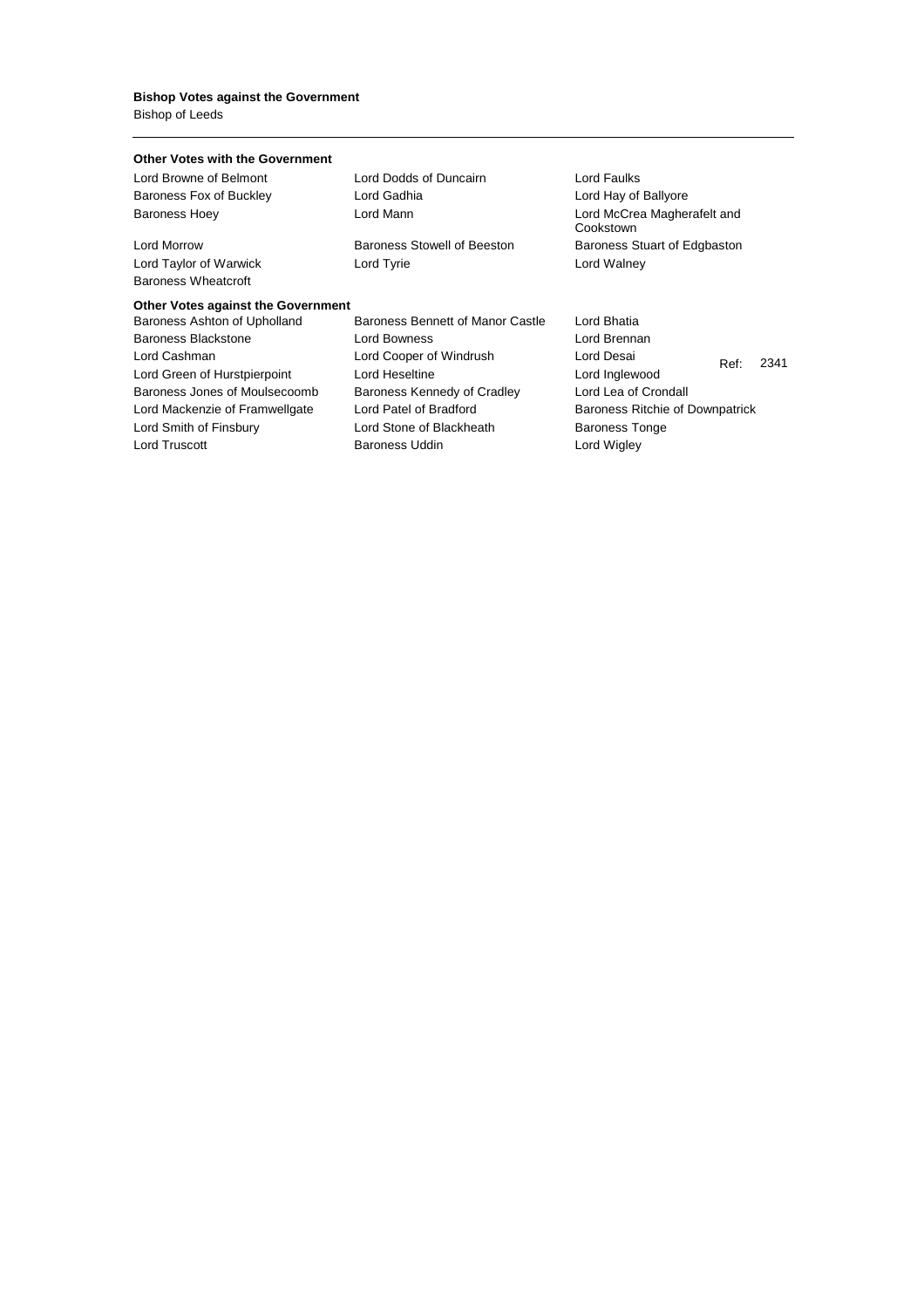**Bishop Votes against the Government**

Bishop of Leeds

---

**Other Votes with the Government**

| | | |
|---|---|---|
| Lord Browne of Belmont | Lord Dodds of Duncairn | Lord Faulks |
| Baroness Fox of Buckley | Lord Gadhia | Lord Hay of Ballyore |
| Baroness Hoey | Lord Mann | Lord McCrea Magherafelt and Cookstown |
| Lord Morrow | Baroness Stowell of Beeston | Baroness Stuart of Edgbaston |
| Lord Taylor of Warwick | Lord Tyrie | Lord Walney |
| Baroness Wheatcroft | | |

**Other Votes against the Government**

| | | |
|---|---|---|
| Baroness Ashton of Upholland | Baroness Bennett of Manor Castle | Lord Bhatia |
| Baroness Blackstone | Lord Bowness | Lord Brennan |
| Lord Cashman | Lord Cooper of Windrush | Lord Desai |
| Lord Green of Hurstpierpoint | Lord Heseltine | Lord Inglewood |
| Baroness Jones of Moulsecoomb | Baroness Kennedy of Cradley | Lord Lea of Crondall |
| Lord Mackenzie of Framwellgate | Lord Patel of Bradford | Baroness Ritchie of Downpatrick |
| Lord Smith of Finsbury | Lord Stone of Blackheath | Baroness Tonge |
| Lord Truscott | Baroness Uddin | Lord Wigley |

Ref: 2341